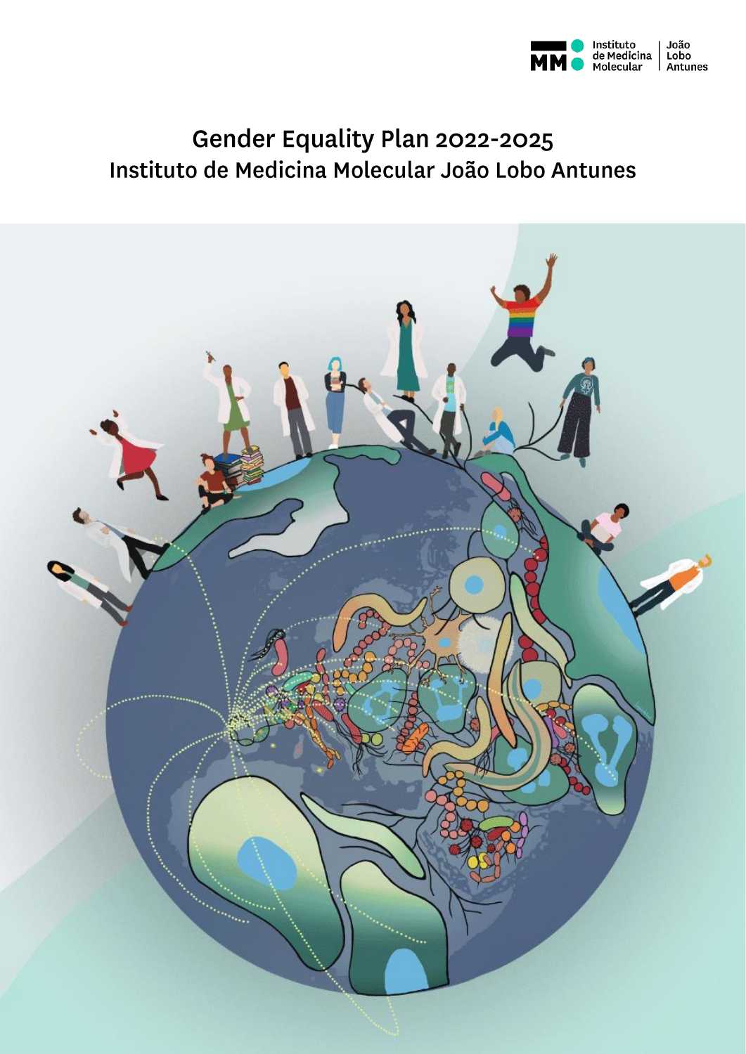# Gender Equality Plan 2022-2025

## Instituto de Medicina Molecular João Lobo Antunes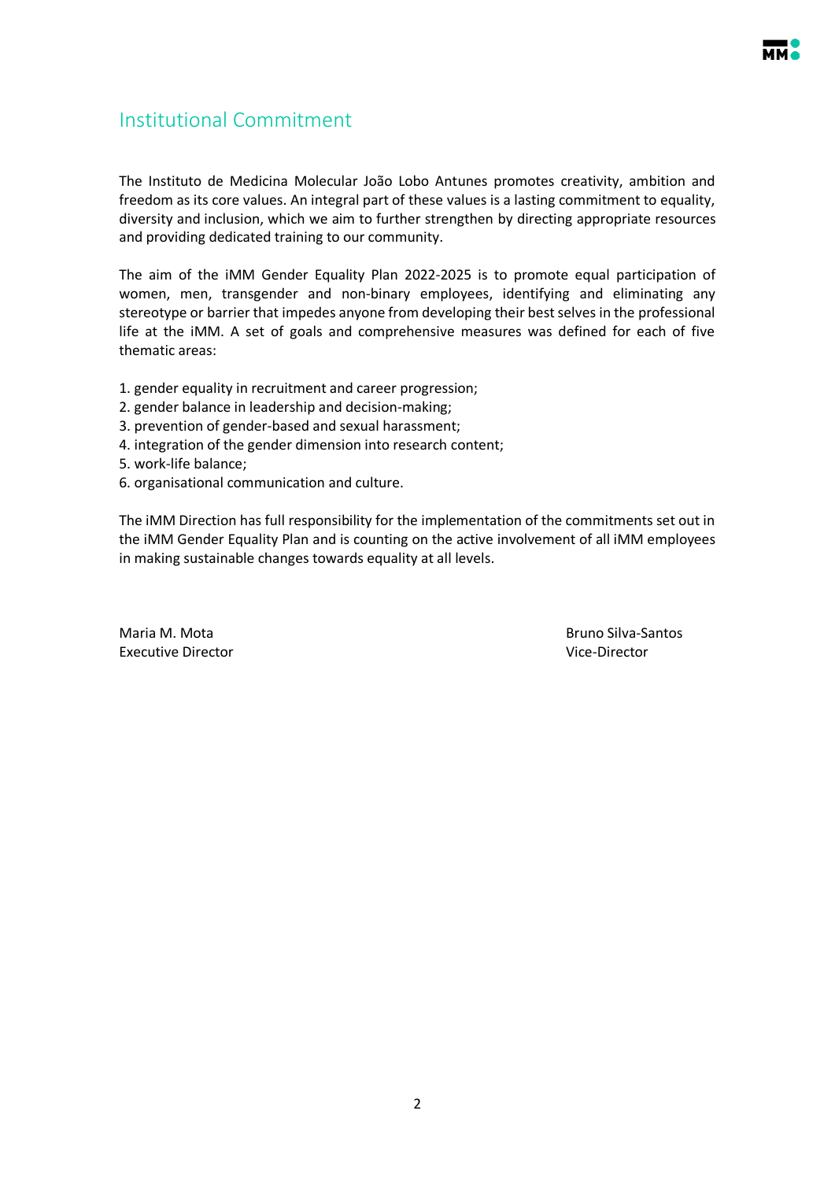## Institutional Commitment

The Instituto de Medicina Molecular João Lobo Antunes promotes creativity, ambition and freedom as its core values. An integral part of these values is a lasting commitment to equality, diversity and inclusion, which we aim to further strengthen by directing appropriate resources and providing dedicated training to our community.

The aim of the iMM Gender Equality Plan 2022-2025 is to promote equal participation of women, men, transgender and non-binary employees, identifying and eliminating any stereotype or barrier that impedes anyone from developing their best selves in the professional life at the iMM. A set of goals and comprehensive measures was defined for each of five thematic areas:

1. gender equality in recruitment and career progression;
2. gender balance in leadership and decision-making;
3. prevention of gender-based and sexual harassment;
4. integration of the gender dimension into research content;
5. work-life balance;
6. organisational communication and culture.

The iMM Direction has full responsibility for the implementation of the commitments set out in the iMM Gender Equality Plan and is counting on the active involvement of all iMM employees in making sustainable changes towards equality at all levels.

Maria M. Mota
Executive Director

Bruno Silva-Santos
Vice-Director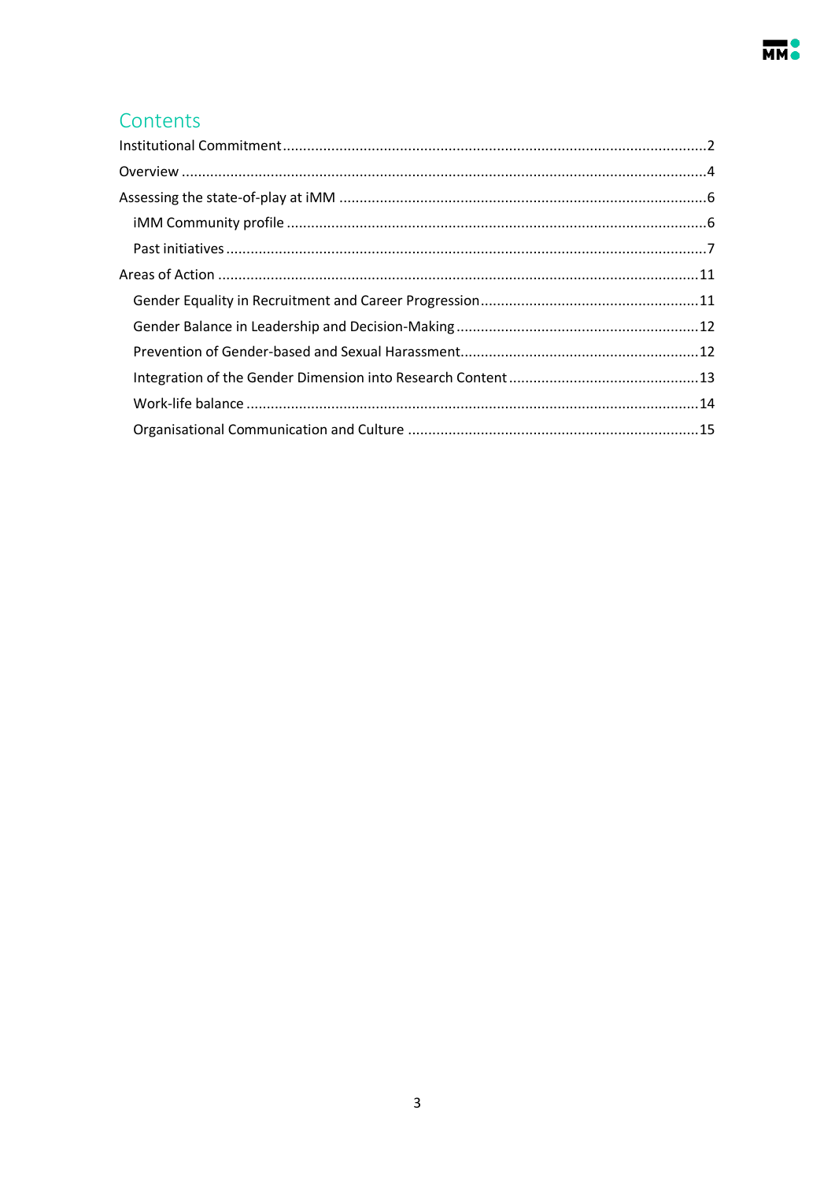# Contents

- Institutional Commitment ........ 2
- Overview ........ 4
- Assessing the state-of-play at iMM ........ 6
  - iMM Community profile ........ 6
  - Past initiatives ........ 7
- Areas of Action ........ 11
  - Gender Equality in Recruitment and Career Progression ........ 11
  - Gender Balance in Leadership and Decision-Making ........ 12
  - Prevention of Gender-based and Sexual Harassment ........ 12
  - Integration of the Gender Dimension into Research Content ........ 13
  - Work-life balance ........ 14
  - Organisational Communication and Culture ........ 15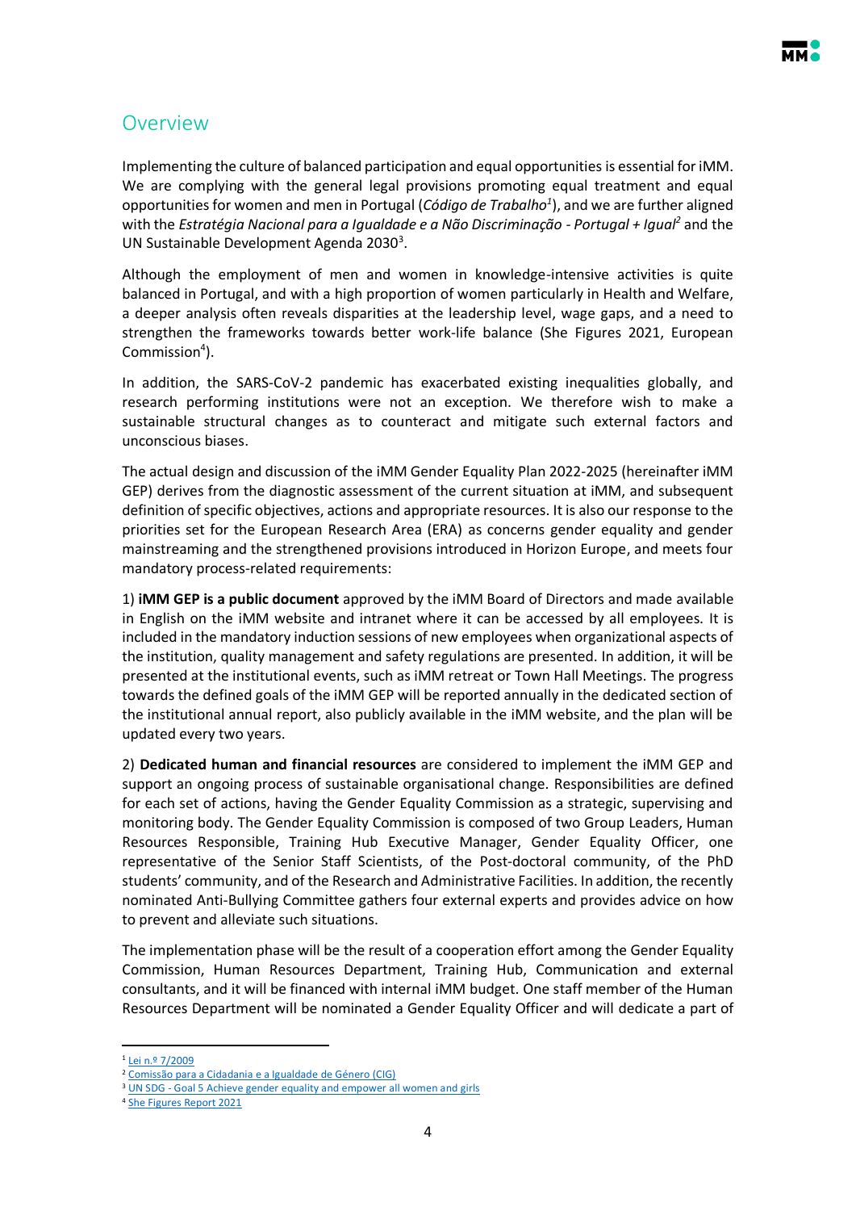## Overview

Implementing the culture of balanced participation and equal opportunities is essential for iMM. We are complying with the general legal provisions promoting equal treatment and equal opportunities for women and men in Portugal (*Código de Trabalho*[1]), and we are further aligned with the *Estratégia Nacional para a Igualdade e a Não Discriminação - Portugal + Igual*[2] and the UN Sustainable Development Agenda 2030[3].

Although the employment of men and women in knowledge-intensive activities is quite balanced in Portugal, and with a high proportion of women particularly in Health and Welfare, a deeper analysis often reveals disparities at the leadership level, wage gaps, and a need to strengthen the frameworks towards better work-life balance (She Figures 2021, European Commission[4]).

In addition, the SARS-CoV-2 pandemic has exacerbated existing inequalities globally, and research performing institutions were not an exception. We therefore wish to make a sustainable structural changes as to counteract and mitigate such external factors and unconscious biases.

The actual design and discussion of the iMM Gender Equality Plan 2022-2025 (hereinafter iMM GEP) derives from the diagnostic assessment of the current situation at iMM, and subsequent definition of specific objectives, actions and appropriate resources. It is also our response to the priorities set for the European Research Area (ERA) as concerns gender equality and gender mainstreaming and the strengthened provisions introduced in Horizon Europe, and meets four mandatory process-related requirements:

1) **iMM GEP is a public document** approved by the iMM Board of Directors and made available in English on the iMM website and intranet where it can be accessed by all employees. It is included in the mandatory induction sessions of new employees when organizational aspects of the institution, quality management and safety regulations are presented. In addition, it will be presented at the institutional events, such as iMM retreat or Town Hall Meetings. The progress towards the defined goals of the iMM GEP will be reported annually in the dedicated section of the institutional annual report, also publicly available in the iMM website, and the plan will be updated every two years.

2) **Dedicated human and financial resources** are considered to implement the iMM GEP and support an ongoing process of sustainable organisational change. Responsibilities are defined for each set of actions, having the Gender Equality Commission as a strategic, supervising and monitoring body. The Gender Equality Commission is composed of two Group Leaders, Human Resources Responsible, Training Hub Executive Manager, Gender Equality Officer, one representative of the Senior Staff Scientists, of the Post-doctoral community, of the PhD students' community, and of the Research and Administrative Facilities. In addition, the recently nominated Anti-Bullying Committee gathers four external experts and provides advice on how to prevent and alleviate such situations.

The implementation phase will be the result of a cooperation effort among the Gender Equality Commission, Human Resources Department, Training Hub, Communication and external consultants, and it will be financed with internal iMM budget. One staff member of the Human Resources Department will be nominated a Gender Equality Officer and will dedicate a part of

---

[1] Lei n.º 7/2009
[2] Comissão para a Cidadania e a Igualdade de Género (CIG)
[3] UN SDG - Goal 5 Achieve gender equality and empower all women and girls
[4] She Figures Report 2021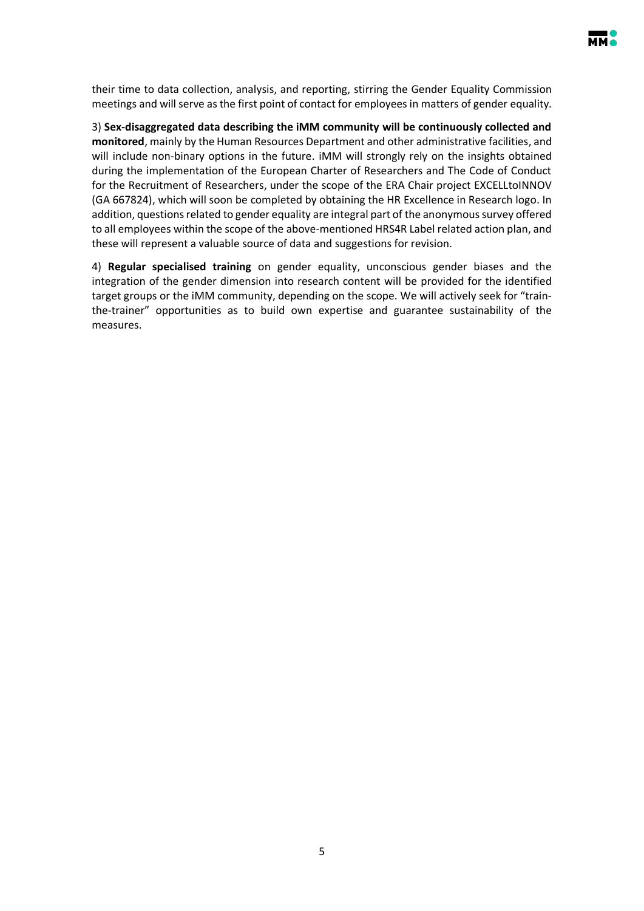their time to data collection, analysis, and reporting, stirring the Gender Equality Commission meetings and will serve as the first point of contact for employees in matters of gender equality.

3) **Sex-disaggregated data describing the iMM community will be continuously collected and monitored**, mainly by the Human Resources Department and other administrative facilities, and will include non-binary options in the future. iMM will strongly rely on the insights obtained during the implementation of the European Charter of Researchers and The Code of Conduct for the Recruitment of Researchers, under the scope of the ERA Chair project EXCELLtoINNOV (GA 667824), which will soon be completed by obtaining the HR Excellence in Research logo. In addition, questions related to gender equality are integral part of the anonymous survey offered to all employees within the scope of the above-mentioned HRS4R Label related action plan, and these will represent a valuable source of data and suggestions for revision.

4) **Regular specialised training** on gender equality, unconscious gender biases and the integration of the gender dimension into research content will be provided for the identified target groups or the iMM community, depending on the scope. We will actively seek for "train-the-trainer" opportunities as to build own expertise and guarantee sustainability of the measures.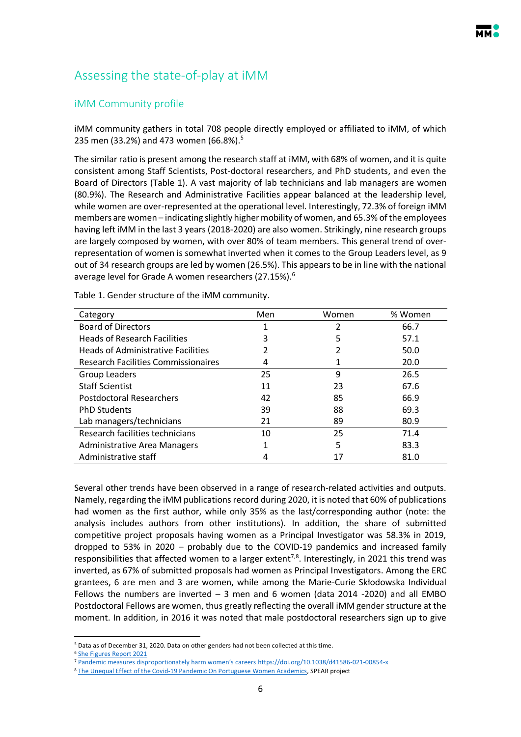# Assessing the state-of-play at iMM

## iMM Community profile

iMM community gathers in total 708 people directly employed or affiliated to iMM, of which 235 men (33.2%) and 473 women (66.8%).[5]

The similar ratio is present among the research staff at iMM, with 68% of women, and it is quite consistent among Staff Scientists, Post-doctoral researchers, and PhD students, and even the Board of Directors (Table 1). A vast majority of lab technicians and lab managers are women (80.9%). The Research and Administrative Facilities appear balanced at the leadership level, while women are over-represented at the operational level. Interestingly, 72.3% of foreign iMM members are women – indicating slightly higher mobility of women, and 65.3% of the employees having left iMM in the last 3 years (2018-2020) are also women. Strikingly, nine research groups are largely composed by women, with over 80% of team members. This general trend of over-representation of women is somewhat inverted when it comes to the Group Leaders level, as 9 out of 34 research groups are led by women (26.5%). This appears to be in line with the national average level for Grade A women researchers (27.15%).[6]

Table 1. Gender structure of the iMM community.

| Category | Men | Women | % Women |
|---|---|---|---|
| Board of Directors | 1 | 2 | 66.7 |
| Heads of Research Facilities | 3 | 5 | 57.1 |
| Heads of Administrative Facilities | 2 | 2 | 50.0 |
| Research Facilities Commissionaires | 4 | 1 | 20.0 |
| Group Leaders | 25 | 9 | 26.5 |
| Staff Scientist | 11 | 23 | 67.6 |
| Postdoctoral Researchers | 42 | 85 | 66.9 |
| PhD Students | 39 | 88 | 69.3 |
| Lab managers/technicians | 21 | 89 | 80.9 |
| Research facilities technicians | 10 | 25 | 71.4 |
| Administrative Area Managers | 1 | 5 | 83.3 |
| Administrative staff | 4 | 17 | 81.0 |

Several other trends have been observed in a range of research-related activities and outputs. Namely, regarding the iMM publications record during 2020, it is noted that 60% of publications had women as the first author, while only 35% as the last/corresponding author (note: the analysis includes authors from other institutions). In addition, the share of submitted competitive project proposals having women as a Principal Investigator was 58.3% in 2019, dropped to 53% in 2020 – probably due to the COVID-19 pandemics and increased family responsibilities that affected women to a larger extent[7,8]. Interestingly, in 2021 this trend was inverted, as 67% of submitted proposals had women as Principal Investigators. Among the ERC grantees, 6 are men and 3 are women, while among the Marie-Curie Skłodowska Individual Fellows the numbers are inverted – 3 men and 6 women (data 2014 -2020) and all EMBO Postdoctoral Fellows are women, thus greatly reflecting the overall iMM gender structure at the moment. In addition, in 2016 it was noted that male postdoctoral researchers sign up to give

[5] Data as of December 31, 2020. Data on other genders had not been collected at this time.

[6] She Figures Report 2021

[7] Pandemic measures disproportionately harm women's careers https://doi.org/10.1038/d41586-021-00854-x

[8] The Unequal Effect of the Covid-19 Pandemic On Portuguese Women Academics, SPEAR project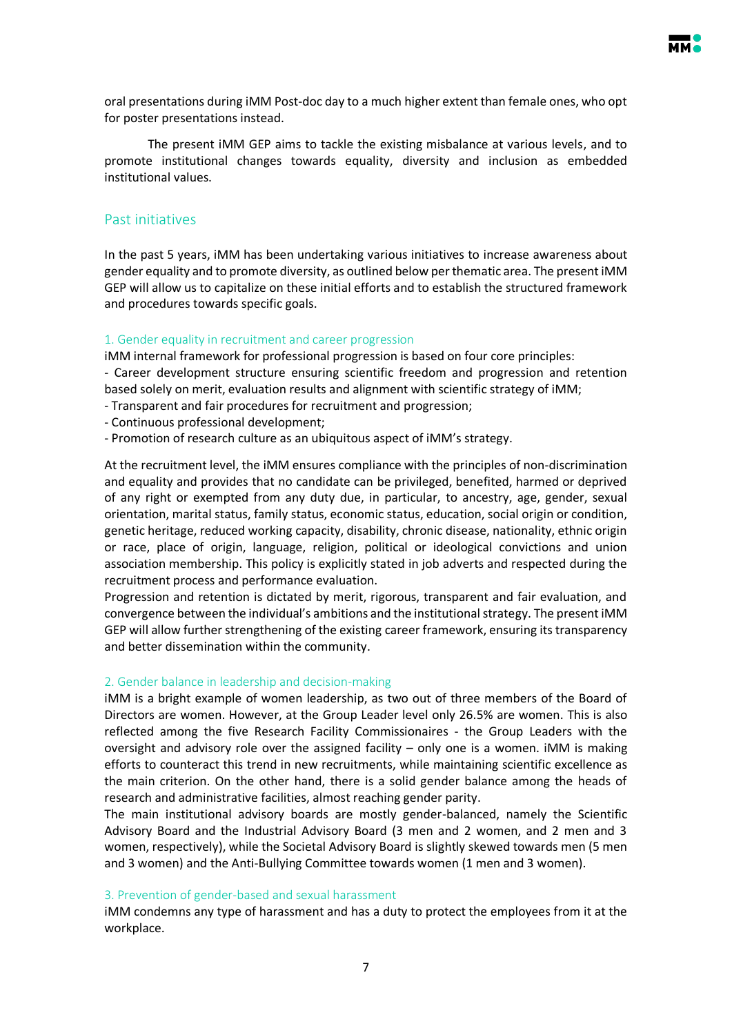oral presentations during iMM Post-doc day to a much higher extent than female ones, who opt for poster presentations instead.

The present iMM GEP aims to tackle the existing misbalance at various levels, and to promote institutional changes towards equality, diversity and inclusion as embedded institutional values.

## Past initiatives

In the past 5 years, iMM has been undertaking various initiatives to increase awareness about gender equality and to promote diversity, as outlined below per thematic area. The present iMM GEP will allow us to capitalize on these initial efforts and to establish the structured framework and procedures towards specific goals.

### 1. Gender equality in recruitment and career progression

iMM internal framework for professional progression is based on four core principles:

- Career development structure ensuring scientific freedom and progression and retention based solely on merit, evaluation results and alignment with scientific strategy of iMM;
- Transparent and fair procedures for recruitment and progression;
- Continuous professional development;
- Promotion of research culture as an ubiquitous aspect of iMM's strategy.

At the recruitment level, the iMM ensures compliance with the principles of non-discrimination and equality and provides that no candidate can be privileged, benefited, harmed or deprived of any right or exempted from any duty due, in particular, to ancestry, age, gender, sexual orientation, marital status, family status, economic status, education, social origin or condition, genetic heritage, reduced working capacity, disability, chronic disease, nationality, ethnic origin or race, place of origin, language, religion, political or ideological convictions and union association membership. This policy is explicitly stated in job adverts and respected during the recruitment process and performance evaluation.
Progression and retention is dictated by merit, rigorous, transparent and fair evaluation, and convergence between the individual's ambitions and the institutional strategy. The present iMM GEP will allow further strengthening of the existing career framework, ensuring its transparency and better dissemination within the community.

### 2. Gender balance in leadership and decision-making

iMM is a bright example of women leadership, as two out of three members of the Board of Directors are women. However, at the Group Leader level only 26.5% are women. This is also reflected among the five Research Facility Commissionaires - the Group Leaders with the oversight and advisory role over the assigned facility – only one is a women. iMM is making efforts to counteract this trend in new recruitments, while maintaining scientific excellence as the main criterion. On the other hand, there is a solid gender balance among the heads of research and administrative facilities, almost reaching gender parity.
The main institutional advisory boards are mostly gender-balanced, namely the Scientific Advisory Board and the Industrial Advisory Board (3 men and 2 women, and 2 men and 3 women, respectively), while the Societal Advisory Board is slightly skewed towards men (5 men and 3 women) and the Anti-Bullying Committee towards women (1 men and 3 women).

### 3. Prevention of gender-based and sexual harassment

iMM condemns any type of harassment and has a duty to protect the employees from it at the workplace.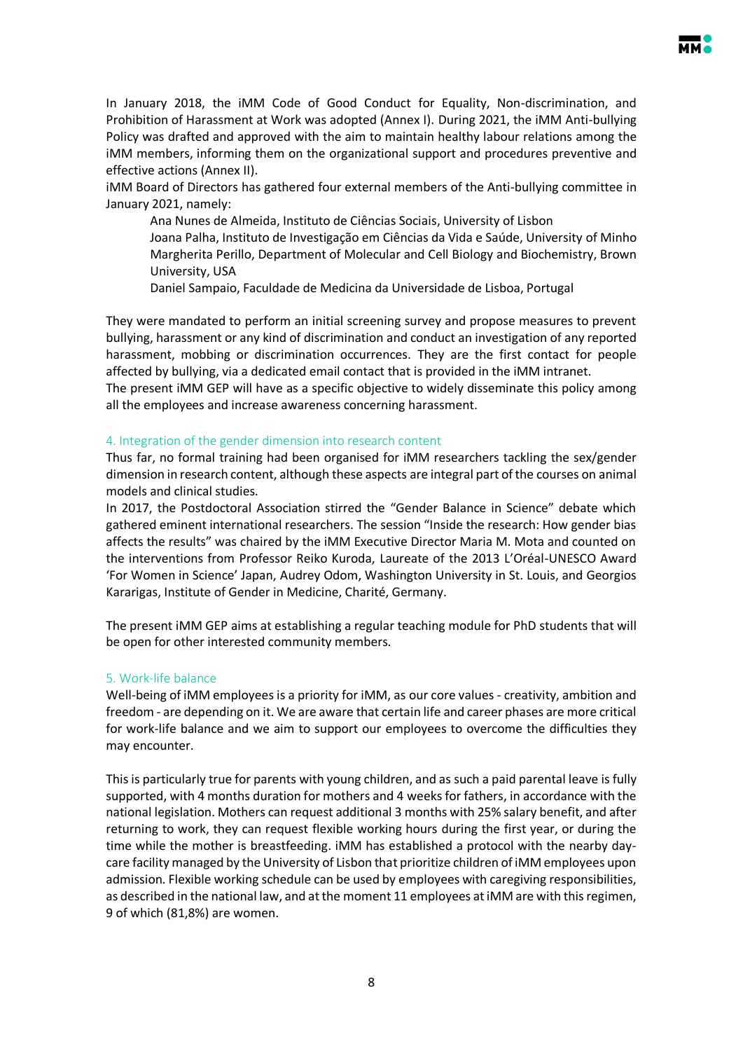In January 2018, the iMM Code of Good Conduct for Equality, Non-discrimination, and Prohibition of Harassment at Work was adopted (Annex I). During 2021, the iMM Anti-bullying Policy was drafted and approved with the aim to maintain healthy labour relations among the iMM members, informing them on the organizational support and procedures preventive and effective actions (Annex II).

iMM Board of Directors has gathered four external members of the Anti-bullying committee in January 2021, namely:

Ana Nunes de Almeida, Instituto de Ciências Sociais, University of Lisbon
Joana Palha, Instituto de Investigação em Ciências da Vida e Saúde, University of Minho
Margherita Perillo, Department of Molecular and Cell Biology and Biochemistry, Brown University, USA
Daniel Sampaio, Faculdade de Medicina da Universidade de Lisboa, Portugal

They were mandated to perform an initial screening survey and propose measures to prevent bullying, harassment or any kind of discrimination and conduct an investigation of any reported harassment, mobbing or discrimination occurrences. They are the first contact for people affected by bullying, via a dedicated email contact that is provided in the iMM intranet.

The present iMM GEP will have as a specific objective to widely disseminate this policy among all the employees and increase awareness concerning harassment.

### 4. Integration of the gender dimension into research content

Thus far, no formal training had been organised for iMM researchers tackling the sex/gender dimension in research content, although these aspects are integral part of the courses on animal models and clinical studies.

In 2017, the Postdoctoral Association stirred the "Gender Balance in Science" debate which gathered eminent international researchers. The session "Inside the research: How gender bias affects the results" was chaired by the iMM Executive Director Maria M. Mota and counted on the interventions from Professor Reiko Kuroda, Laureate of the 2013 L'Oréal-UNESCO Award 'For Women in Science' Japan, Audrey Odom, Washington University in St. Louis, and Georgios Kararigas, Institute of Gender in Medicine, Charité, Germany.

The present iMM GEP aims at establishing a regular teaching module for PhD students that will be open for other interested community members.

### 5. Work-life balance

Well-being of iMM employees is a priority for iMM, as our core values - creativity, ambition and freedom - are depending on it. We are aware that certain life and career phases are more critical for work-life balance and we aim to support our employees to overcome the difficulties they may encounter.

This is particularly true for parents with young children, and as such a paid parental leave is fully supported, with 4 months duration for mothers and 4 weeks for fathers, in accordance with the national legislation. Mothers can request additional 3 months with 25% salary benefit, and after returning to work, they can request flexible working hours during the first year, or during the time while the mother is breastfeeding. iMM has established a protocol with the nearby day-care facility managed by the University of Lisbon that prioritize children of iMM employees upon admission. Flexible working schedule can be used by employees with caregiving responsibilities, as described in the national law, and at the moment 11 employees at iMM are with this regimen, 9 of which (81,8%) are women.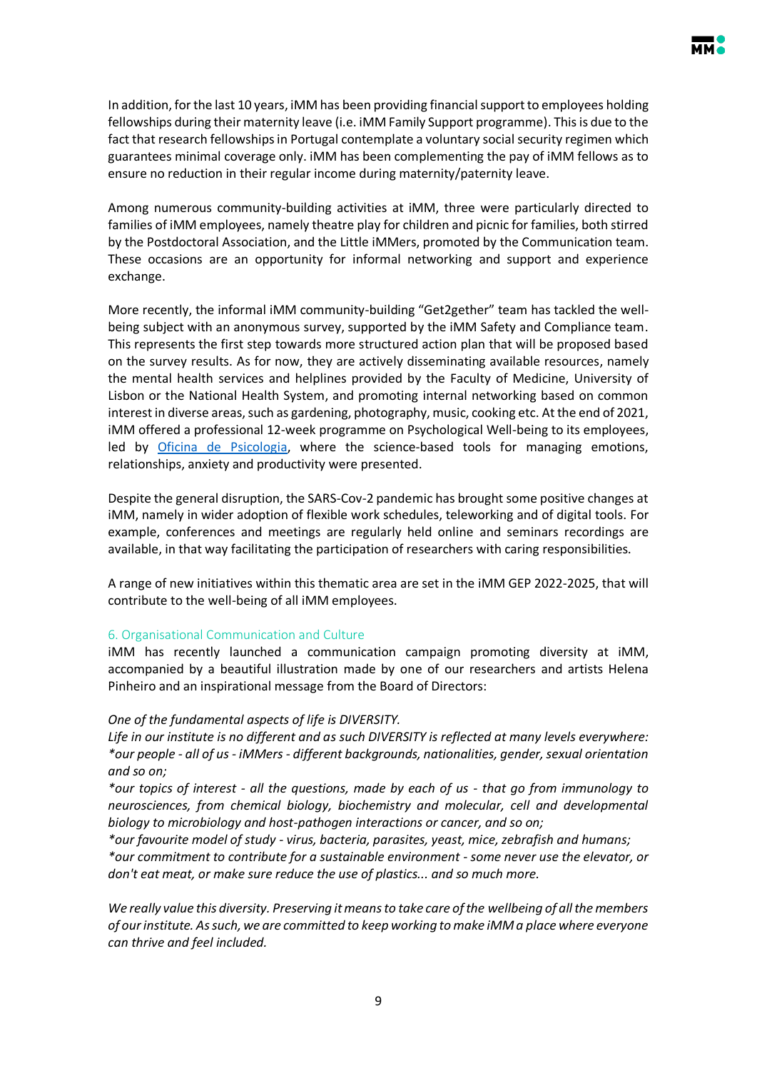In addition, for the last 10 years, iMM has been providing financial support to employees holding fellowships during their maternity leave (i.e. iMM Family Support programme). This is due to the fact that research fellowships in Portugal contemplate a voluntary social security regimen which guarantees minimal coverage only. iMM has been complementing the pay of iMM fellows as to ensure no reduction in their regular income during maternity/paternity leave.

Among numerous community-building activities at iMM, three were particularly directed to families of iMM employees, namely theatre play for children and picnic for families, both stirred by the Postdoctoral Association, and the Little iMMers, promoted by the Communication team. These occasions are an opportunity for informal networking and support and experience exchange.

More recently, the informal iMM community-building "Get2gether" team has tackled the well-being subject with an anonymous survey, supported by the iMM Safety and Compliance team. This represents the first step towards more structured action plan that will be proposed based on the survey results. As for now, they are actively disseminating available resources, namely the mental health services and helplines provided by the Faculty of Medicine, University of Lisbon or the National Health System, and promoting internal networking based on common interest in diverse areas, such as gardening, photography, music, cooking etc. At the end of 2021, iMM offered a professional 12-week programme on Psychological Well-being to its employees, led by [Oficina de Psicologia](), where the science-based tools for managing emotions, relationships, anxiety and productivity were presented.

Despite the general disruption, the SARS-Cov-2 pandemic has brought some positive changes at iMM, namely in wider adoption of flexible work schedules, teleworking and of digital tools. For example, conferences and meetings are regularly held online and seminars recordings are available, in that way facilitating the participation of researchers with caring responsibilities.

A range of new initiatives within this thematic area are set in the iMM GEP 2022-2025, that will contribute to the well-being of all iMM employees.

## 6. Organisational Communication and Culture

iMM has recently launched a communication campaign promoting diversity at iMM, accompanied by a beautiful illustration made by one of our researchers and artists Helena Pinheiro and an inspirational message from the Board of Directors:

*One of the fundamental aspects of life is DIVERSITY.*
*Life in our institute is no different and as such DIVERSITY is reflected at many levels everywhere:*
*\*our people - all of us - iMMers - different backgrounds, nationalities, gender, sexual orientation and so on;*
*\*our topics of interest - all the questions, made by each of us - that go from immunology to neurosciences, from chemical biology, biochemistry and molecular, cell and developmental biology to microbiology and host-pathogen interactions or cancer, and so on;*
*\*our favourite model of study - virus, bacteria, parasites, yeast, mice, zebrafish and humans;*
*\*our commitment to contribute for a sustainable environment - some never use the elevator, or don't eat meat, or make sure reduce the use of plastics... and so much more.*

*We really value this diversity. Preserving it means to take care of the wellbeing of all the members of our institute. As such, we are committed to keep working to make iMM a place where everyone can thrive and feel included.*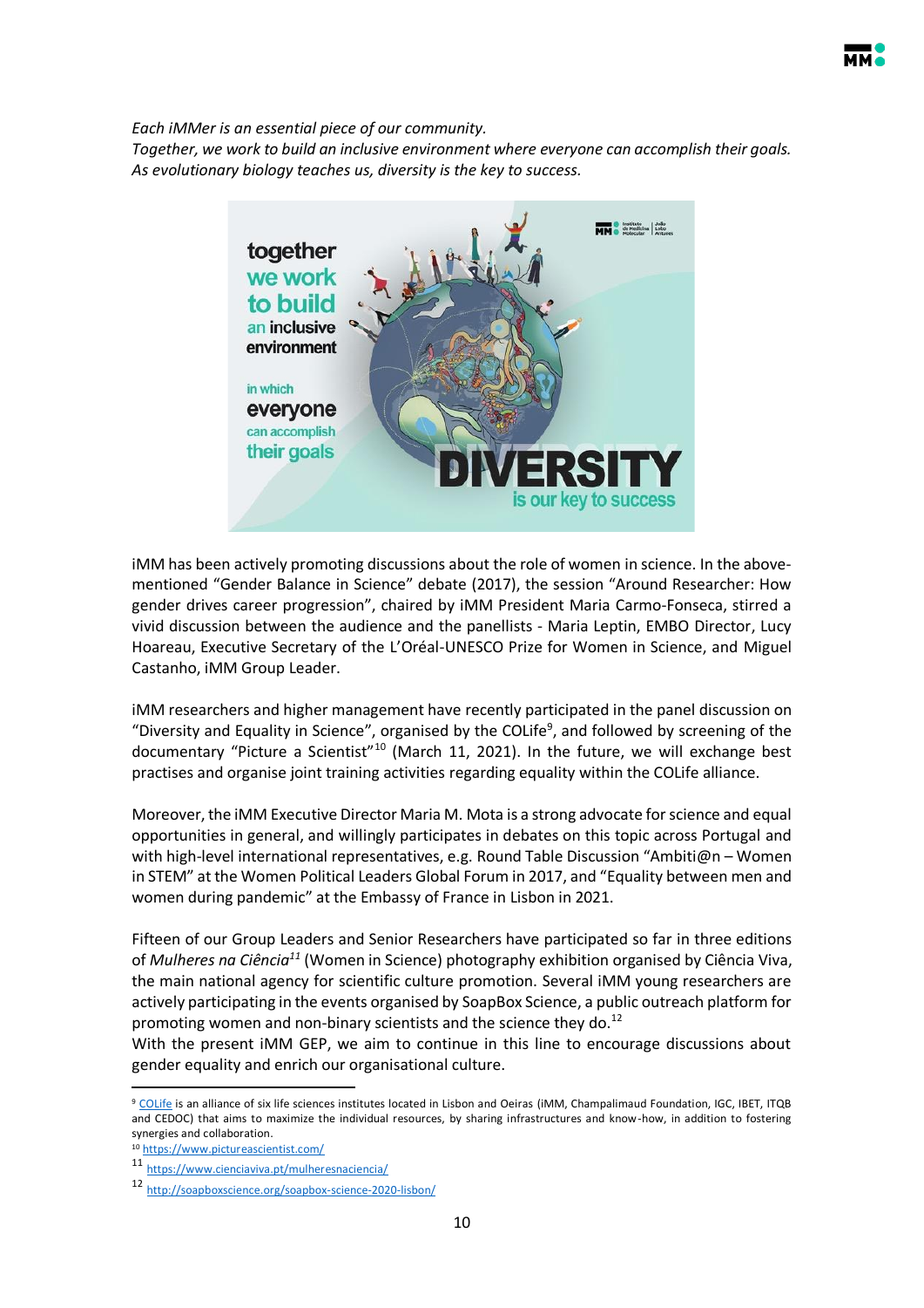*Each iMMer is an essential piece of our community.*
*Together, we work to build an inclusive environment where everyone can accomplish their goals.*
*As evolutionary biology teaches us, diversity is the key to success.*

iMM has been actively promoting discussions about the role of women in science. In the above-mentioned "Gender Balance in Science" debate (2017), the session "Around Researcher: How gender drives career progression", chaired by iMM President Maria Carmo-Fonseca, stirred a vivid discussion between the audience and the panellists - Maria Leptin, EMBO Director, Lucy Hoareau, Executive Secretary of the L'Oréal-UNESCO Prize for Women in Science, and Miguel Castanho, iMM Group Leader.

iMM researchers and higher management have recently participated in the panel discussion on "Diversity and Equality in Science", organised by the COLife[9], and followed by screening of the documentary "Picture a Scientist"[10] (March 11, 2021). In the future, we will exchange best practises and organise joint training activities regarding equality within the COLife alliance.

Moreover, the iMM Executive Director Maria M. Mota is a strong advocate for science and equal opportunities in general, and willingly participates in debates on this topic across Portugal and with high-level international representatives, e.g. Round Table Discussion "Ambiti@n – Women in STEM" at the Women Political Leaders Global Forum in 2017, and "Equality between men and women during pandemic" at the Embassy of France in Lisbon in 2021.

Fifteen of our Group Leaders and Senior Researchers have participated so far in three editions of *Mulheres na Ciência*[11] (Women in Science) photography exhibition organised by Ciência Viva, the main national agency for scientific culture promotion. Several iMM young researchers are actively participating in the events organised by SoapBox Science, a public outreach platform for promoting women and non-binary scientists and the science they do.[12]
With the present iMM GEP, we aim to continue in this line to encourage discussions about gender equality and enrich our organisational culture.

---

[9] COLife is an alliance of six life sciences institutes located in Lisbon and Oeiras (iMM, Champalimaud Foundation, IGC, IBET, ITQB and CEDOC) that aims to maximize the individual resources, by sharing infrastructures and know-how, in addition to fostering synergies and collaboration.

[10] https://www.pictureascientist.com/

[11] https://www.cienciaviva.pt/mulheresnaciencia/

[12] http://soapboxscience.org/soapbox-science-2020-lisbon/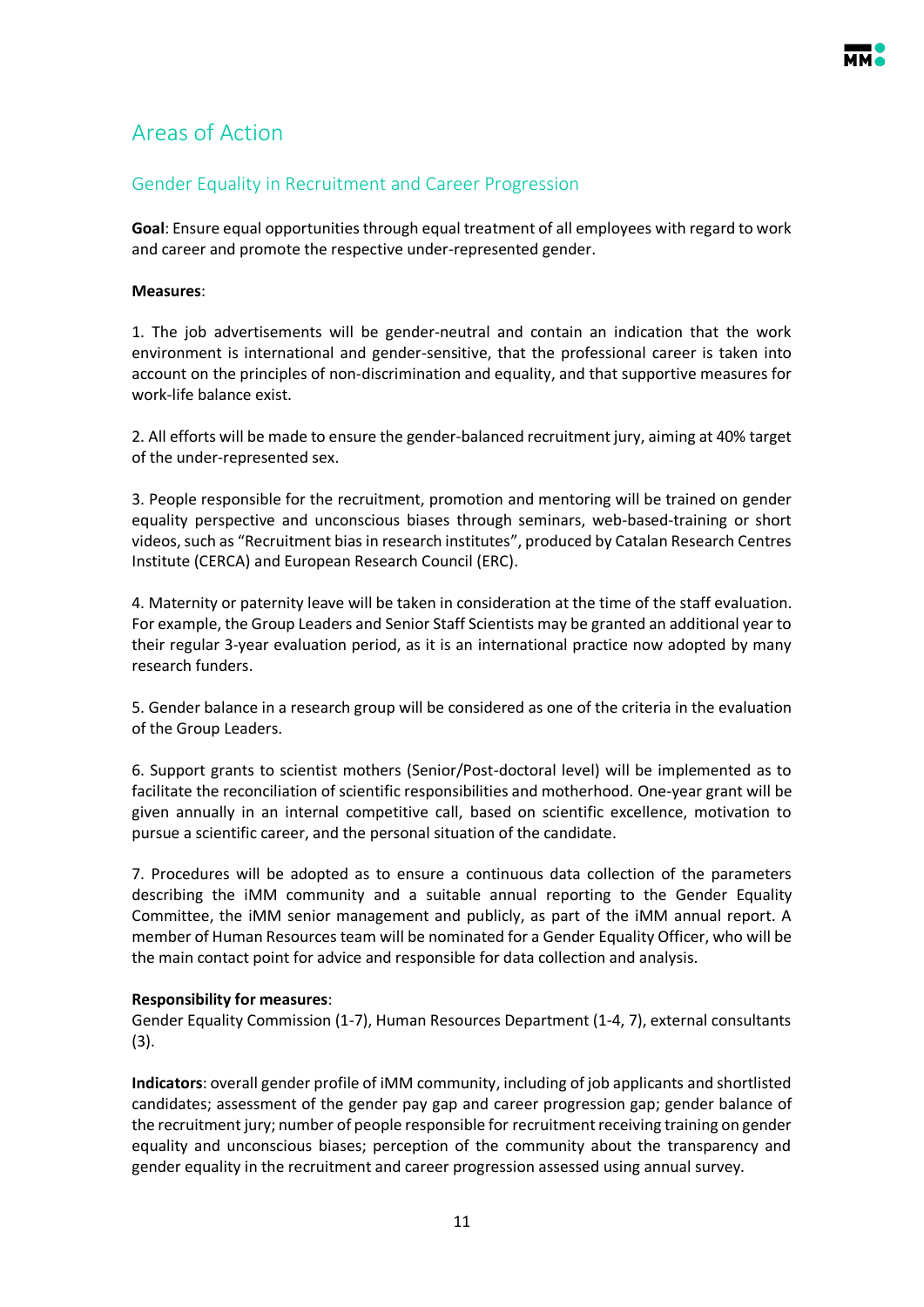## Areas of Action

### Gender Equality in Recruitment and Career Progression

**Goal**: Ensure equal opportunities through equal treatment of all employees with regard to work and career and promote the respective under-represented gender.

**Measures**:

1. The job advertisements will be gender-neutral and contain an indication that the work environment is international and gender-sensitive, that the professional career is taken into account on the principles of non-discrimination and equality, and that supportive measures for work-life balance exist.

2. All efforts will be made to ensure the gender-balanced recruitment jury, aiming at 40% target of the under-represented sex.

3. People responsible for the recruitment, promotion and mentoring will be trained on gender equality perspective and unconscious biases through seminars, web-based-training or short videos, such as "Recruitment bias in research institutes", produced by Catalan Research Centres Institute (CERCA) and European Research Council (ERC).

4. Maternity or paternity leave will be taken in consideration at the time of the staff evaluation. For example, the Group Leaders and Senior Staff Scientists may be granted an additional year to their regular 3-year evaluation period, as it is an international practice now adopted by many research funders.

5. Gender balance in a research group will be considered as one of the criteria in the evaluation of the Group Leaders.

6. Support grants to scientist mothers (Senior/Post-doctoral level) will be implemented as to facilitate the reconciliation of scientific responsibilities and motherhood. One-year grant will be given annually in an internal competitive call, based on scientific excellence, motivation to pursue a scientific career, and the personal situation of the candidate.

7. Procedures will be adopted as to ensure a continuous data collection of the parameters describing the iMM community and a suitable annual reporting to the Gender Equality Committee, the iMM senior management and publicly, as part of the iMM annual report. A member of Human Resources team will be nominated for a Gender Equality Officer, who will be the main contact point for advice and responsible for data collection and analysis.

**Responsibility for measures**:
Gender Equality Commission (1-7), Human Resources Department (1-4, 7), external consultants (3).

**Indicators**: overall gender profile of iMM community, including of job applicants and shortlisted candidates; assessment of the gender pay gap and career progression gap; gender balance of the recruitment jury; number of people responsible for recruitment receiving training on gender equality and unconscious biases; perception of the community about the transparency and gender equality in the recruitment and career progression assessed using annual survey.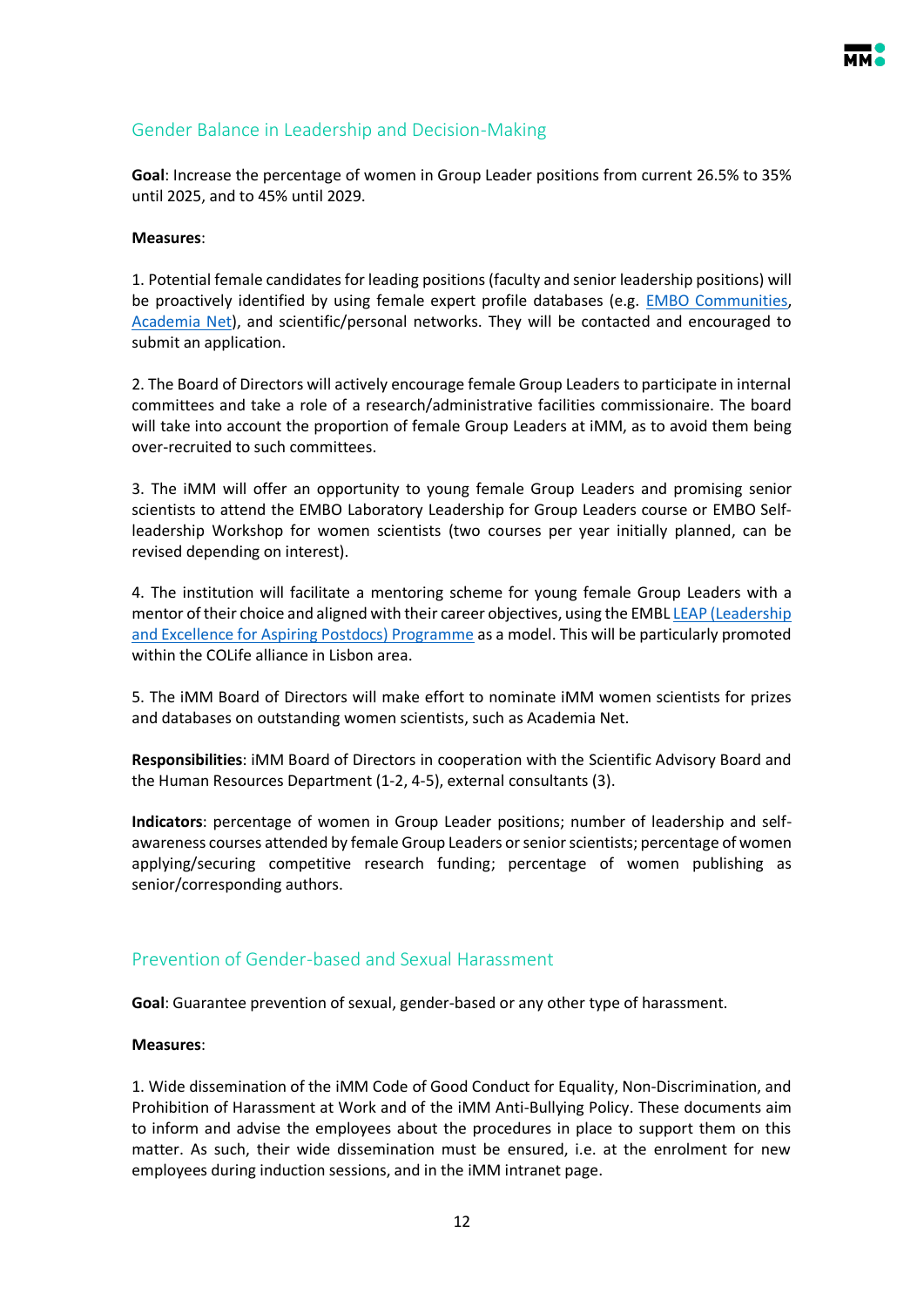## Gender Balance in Leadership and Decision-Making

**Goal**: Increase the percentage of women in Group Leader positions from current 26.5% to 35% until 2025, and to 45% until 2029.

**Measures**:

1. Potential female candidates for leading positions (faculty and senior leadership positions) will be proactively identified by using female expert profile databases (e.g. EMBO Communities, Academia Net), and scientific/personal networks. They will be contacted and encouraged to submit an application.

2. The Board of Directors will actively encourage female Group Leaders to participate in internal committees and take a role of a research/administrative facilities commissionaire. The board will take into account the proportion of female Group Leaders at iMM, as to avoid them being over-recruited to such committees.

3. The iMM will offer an opportunity to young female Group Leaders and promising senior scientists to attend the EMBO Laboratory Leadership for Group Leaders course or EMBO Self-leadership Workshop for women scientists (two courses per year initially planned, can be revised depending on interest).

4. The institution will facilitate a mentoring scheme for young female Group Leaders with a mentor of their choice and aligned with their career objectives, using the EMBL LEAP (Leadership and Excellence for Aspiring Postdocs) Programme as a model. This will be particularly promoted within the COLife alliance in Lisbon area.

5. The iMM Board of Directors will make effort to nominate iMM women scientists for prizes and databases on outstanding women scientists, such as Academia Net.

**Responsibilities**: iMM Board of Directors in cooperation with the Scientific Advisory Board and the Human Resources Department (1-2, 4-5), external consultants (3).

**Indicators**: percentage of women in Group Leader positions; number of leadership and self-awareness courses attended by female Group Leaders or senior scientists; percentage of women applying/securing competitive research funding; percentage of women publishing as senior/corresponding authors.

## Prevention of Gender-based and Sexual Harassment

**Goal**: Guarantee prevention of sexual, gender-based or any other type of harassment.

**Measures**:

1. Wide dissemination of the iMM Code of Good Conduct for Equality, Non-Discrimination, and Prohibition of Harassment at Work and of the iMM Anti-Bullying Policy. These documents aim to inform and advise the employees about the procedures in place to support them on this matter. As such, their wide dissemination must be ensured, i.e. at the enrolment for new employees during induction sessions, and in the iMM intranet page.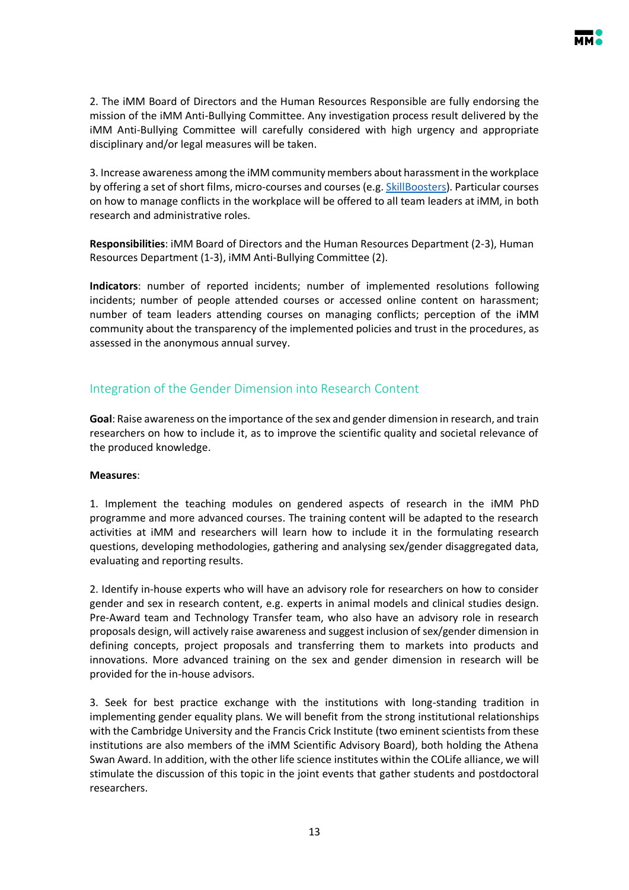2. The iMM Board of Directors and the Human Resources Responsible are fully endorsing the mission of the iMM Anti-Bullying Committee. Any investigation process result delivered by the iMM Anti-Bullying Committee will carefully considered with high urgency and appropriate disciplinary and/or legal measures will be taken.

3. Increase awareness among the iMM community members about harassment in the workplace by offering a set of short films, micro-courses and courses (e.g. SkillBoosters). Particular courses on how to manage conflicts in the workplace will be offered to all team leaders at iMM, in both research and administrative roles.

**Responsibilities**: iMM Board of Directors and the Human Resources Department (2-3), Human Resources Department (1-3), iMM Anti-Bullying Committee (2).

**Indicators**: number of reported incidents; number of implemented resolutions following incidents; number of people attended courses or accessed online content on harassment; number of team leaders attending courses on managing conflicts; perception of the iMM community about the transparency of the implemented policies and trust in the procedures, as assessed in the anonymous annual survey.

## Integration of the Gender Dimension into Research Content

**Goal**: Raise awareness on the importance of the sex and gender dimension in research, and train researchers on how to include it, as to improve the scientific quality and societal relevance of the produced knowledge.

**Measures**:

1. Implement the teaching modules on gendered aspects of research in the iMM PhD programme and more advanced courses. The training content will be adapted to the research activities at iMM and researchers will learn how to include it in the formulating research questions, developing methodologies, gathering and analysing sex/gender disaggregated data, evaluating and reporting results.

2. Identify in-house experts who will have an advisory role for researchers on how to consider gender and sex in research content, e.g. experts in animal models and clinical studies design. Pre-Award team and Technology Transfer team, who also have an advisory role in research proposals design, will actively raise awareness and suggest inclusion of sex/gender dimension in defining concepts, project proposals and transferring them to markets into products and innovations. More advanced training on the sex and gender dimension in research will be provided for the in-house advisors.

3. Seek for best practice exchange with the institutions with long-standing tradition in implementing gender equality plans. We will benefit from the strong institutional relationships with the Cambridge University and the Francis Crick Institute (two eminent scientists from these institutions are also members of the iMM Scientific Advisory Board), both holding the Athena Swan Award. In addition, with the other life science institutes within the COLife alliance, we will stimulate the discussion of this topic in the joint events that gather students and postdoctoral researchers.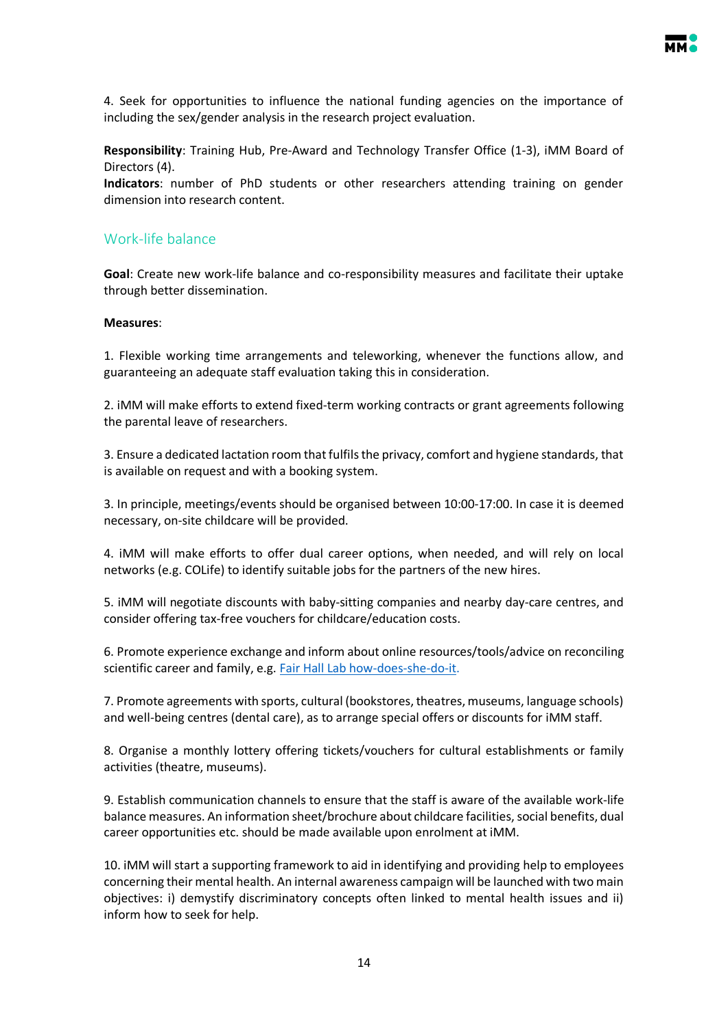4. Seek for opportunities to influence the national funding agencies on the importance of including the sex/gender analysis in the research project evaluation.

**Responsibility**: Training Hub, Pre-Award and Technology Transfer Office (1-3), iMM Board of Directors (4).
**Indicators**: number of PhD students or other researchers attending training on gender dimension into research content.

## Work-life balance

**Goal**: Create new work-life balance and co-responsibility measures and facilitate their uptake through better dissemination.

**Measures**:

1. Flexible working time arrangements and teleworking, whenever the functions allow, and guaranteeing an adequate staff evaluation taking this in consideration.

2. iMM will make efforts to extend fixed-term working contracts or grant agreements following the parental leave of researchers.

3. Ensure a dedicated lactation room that fulfils the privacy, comfort and hygiene standards, that is available on request and with a booking system.

3. In principle, meetings/events should be organised between 10:00-17:00. In case it is deemed necessary, on-site childcare will be provided.

4. iMM will make efforts to offer dual career options, when needed, and will rely on local networks (e.g. COLife) to identify suitable jobs for the partners of the new hires.

5. iMM will negotiate discounts with baby-sitting companies and nearby day-care centres, and consider offering tax-free vouchers for childcare/education costs.

6. Promote experience exchange and inform about online resources/tools/advice on reconciling scientific career and family, e.g. Fair Hall Lab how-does-she-do-it.

7. Promote agreements with sports, cultural (bookstores, theatres, museums, language schools) and well-being centres (dental care), as to arrange special offers or discounts for iMM staff.

8. Organise a monthly lottery offering tickets/vouchers for cultural establishments or family activities (theatre, museums).

9. Establish communication channels to ensure that the staff is aware of the available work-life balance measures. An information sheet/brochure about childcare facilities, social benefits, dual career opportunities etc. should be made available upon enrolment at iMM.

10. iMM will start a supporting framework to aid in identifying and providing help to employees concerning their mental health. An internal awareness campaign will be launched with two main objectives: i) demystify discriminatory concepts often linked to mental health issues and ii) inform how to seek for help.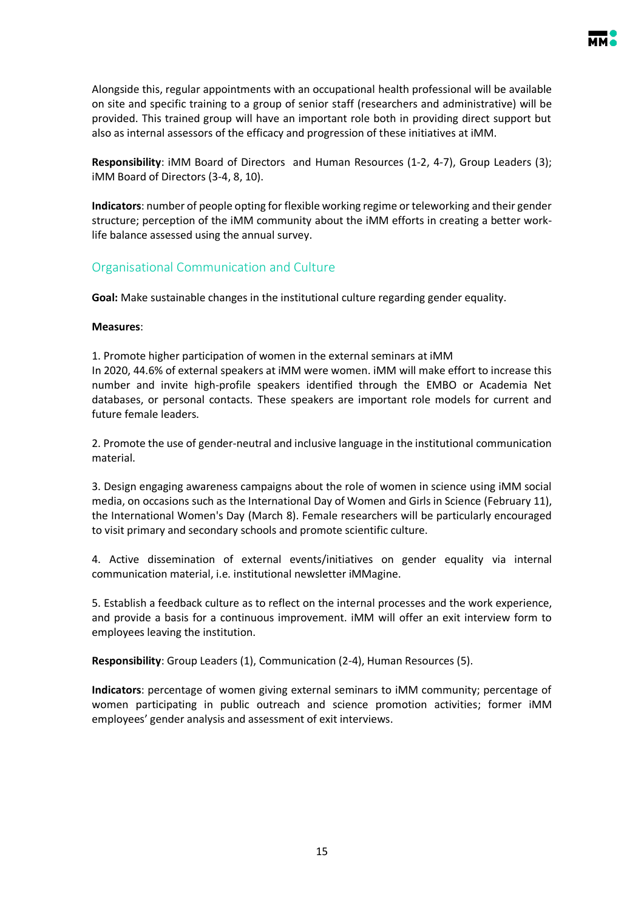Alongside this, regular appointments with an occupational health professional will be available on site and specific training to a group of senior staff (researchers and administrative) will be provided. This trained group will have an important role both in providing direct support but also as internal assessors of the efficacy and progression of these initiatives at iMM.

**Responsibility**: iMM Board of Directors and Human Resources (1-2, 4-7), Group Leaders (3); iMM Board of Directors (3-4, 8, 10).

**Indicators**: number of people opting for flexible working regime or teleworking and their gender structure; perception of the iMM community about the iMM efforts in creating a better work-life balance assessed using the annual survey.

## Organisational Communication and Culture

**Goal:** Make sustainable changes in the institutional culture regarding gender equality.

**Measures**:

1. Promote higher participation of women in the external seminars at iMM
In 2020, 44.6% of external speakers at iMM were women. iMM will make effort to increase this number and invite high-profile speakers identified through the EMBO or Academia Net databases, or personal contacts. These speakers are important role models for current and future female leaders.

2. Promote the use of gender-neutral and inclusive language in the institutional communication material.

3. Design engaging awareness campaigns about the role of women in science using iMM social media, on occasions such as the International Day of Women and Girls in Science (February 11), the International Women's Day (March 8). Female researchers will be particularly encouraged to visit primary and secondary schools and promote scientific culture.

4. Active dissemination of external events/initiatives on gender equality via internal communication material, i.e. institutional newsletter iMMagine.

5. Establish a feedback culture as to reflect on the internal processes and the work experience, and provide a basis for a continuous improvement. iMM will offer an exit interview form to employees leaving the institution.

**Responsibility**: Group Leaders (1), Communication (2-4), Human Resources (5).

**Indicators**: percentage of women giving external seminars to iMM community; percentage of women participating in public outreach and science promotion activities; former iMM employees' gender analysis and assessment of exit interviews.